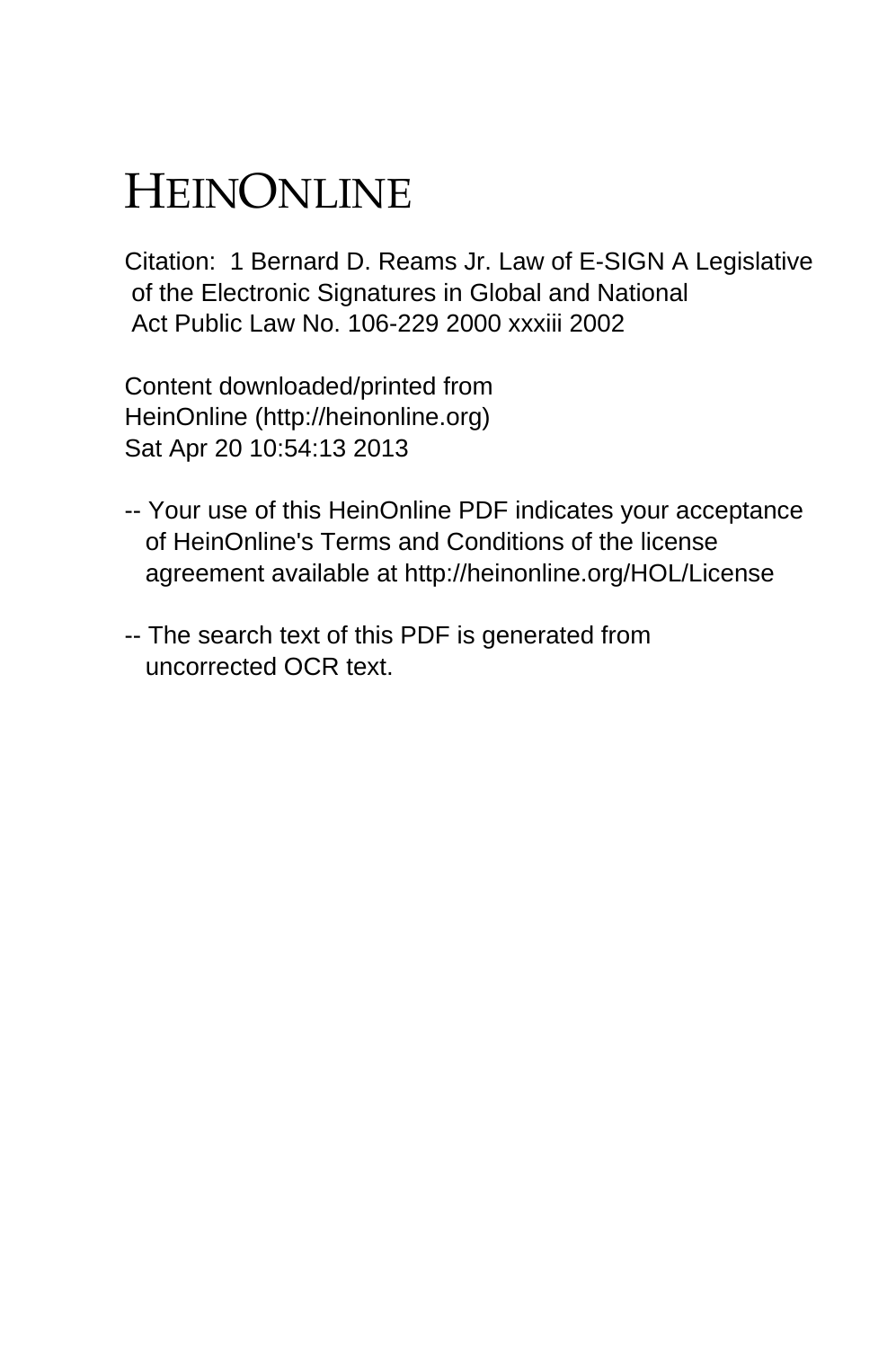# HEINONLINE

Citation: 1 Bernard D. Reams Jr. Law of E-SIGN A Legislative of the Electronic Signatures in Global and National Act Public Law No. 106-229 2000 xxxiii 2002

Content downloaded/printed from HeinOnline (http://heinonline.org)
Sat Apr 20 10:54:13 2013

-- Your use of this HeinOnline PDF indicates your acceptance of HeinOnline's Terms and Conditions of the license agreement available at http://heinonline.org/HOL/License

-- The search text of this PDF is generated from uncorrected OCR text.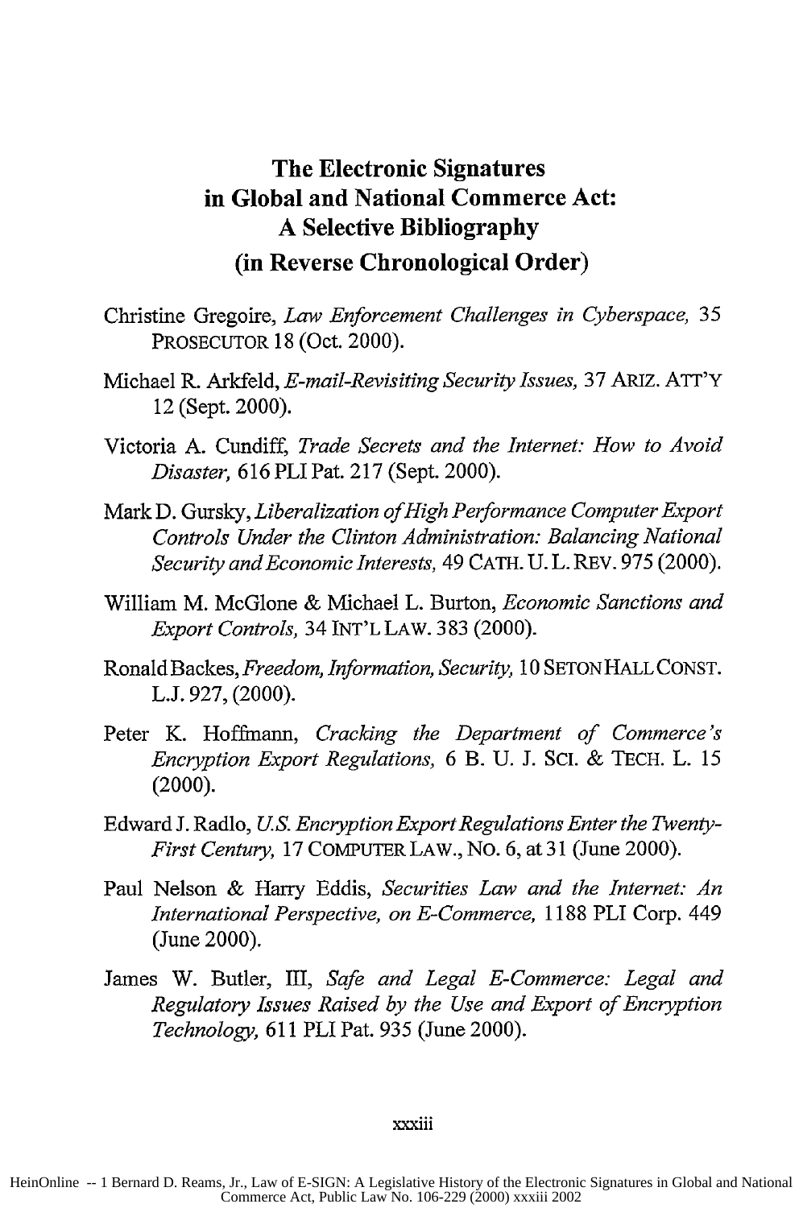# The Electronic Signatures in Global and National Commerce Act: A Selective Bibliography (in Reverse Chronological Order)

Christine Gregoire, *Law Enforcement Challenges in Cyberspace,* 35 PROSECUTOR 18 (Oct. 2000).

Michael R. Arkfeld, *E-mail-Revisiting Security Issues,* 37 ARIZ. ATT'Y 12 (Sept. 2000).

Victoria A. Cundiff, *Trade Secrets and the Internet: How to Avoid Disaster,* 616 PLI Pat. 217 (Sept. 2000).

Mark D. Gursky, *Liberalization of High Performance Computer Export Controls Under the Clinton Administration: Balancing National Security and Economic Interests,* 49 CATH. U. L. REV. 975 (2000).

William M. McGlone & Michael L. Burton, *Economic Sanctions and Export Controls,* 34 INT'L LAW. 383 (2000).

Ronald Backes, *Freedom, Information, Security,* 10 SETON HALL CONST. L.J. 927, (2000).

Peter K. Hoffmann, *Cracking the Department of Commerce's Encryption Export Regulations,* 6 B. U. J. SCI. & TECH. L. 15 (2000).

Edward J. Radlo, *U.S. Encryption Export Regulations Enter the Twenty-First Century,* 17 COMPUTER LAW., NO. 6, at 31 (June 2000).

Paul Nelson & Harry Eddis, *Securities Law and the Internet: An International Perspective, on E-Commerce,* 1188 PLI Corp. 449 (June 2000).

James W. Butler, III, *Safe and Legal E-Commerce: Legal and Regulatory Issues Raised by the Use and Export of Encryption Technology,* 611 PLI Pat. 935 (June 2000).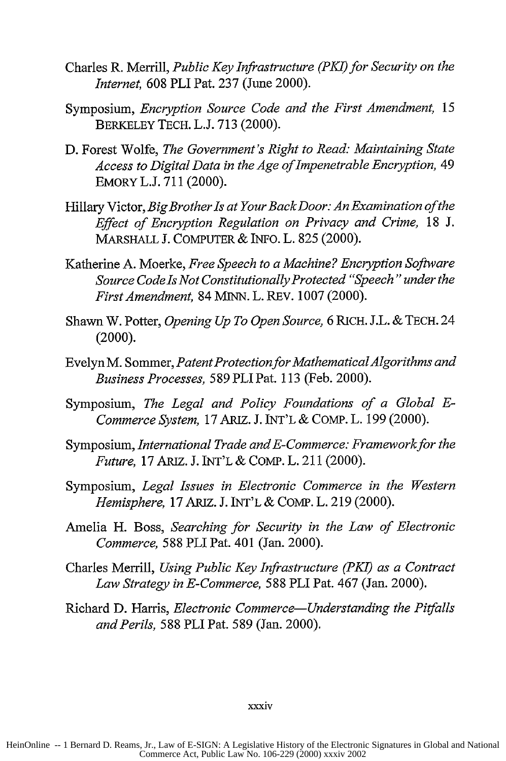Charles R. Merrill, *Public Key Infrastructure (PKI) for Security on the Internet,* 608 PLI Pat. 237 (June 2000).

Symposium, *Encryption Source Code and the First Amendment,* 15 BERKELEY TECH. L.J. 713 (2000).

D. Forest Wolfe, *The Government's Right to Read: Maintaining State Access to Digital Data in the Age of Impenetrable Encryption,* 49 EMORY L.J. 711 (2000).

Hillary Victor, *Big Brother Is at Your Back Door: An Examination of the Effect of Encryption Regulation on Privacy and Crime,* 18 J. MARSHALL J. COMPUTER & INFO. L. 825 (2000).

Katherine A. Moerke, *Free Speech to a Machine? Encryption Software Source Code Is Not Constitutionally Protected "Speech" under the First Amendment,* 84 MINN. L. REV. 1007 (2000).

Shawn W. Potter, *Opening Up To Open Source,* 6 RICH. J.L. & TECH. 24 (2000).

Evelyn M. Sommer, *Patent Protection for Mathematical Algorithms and Business Processes,* 589 PLI Pat. 113 (Feb. 2000).

Symposium, *The Legal and Policy Foundations of a Global E-Commerce System,* 17 ARIZ. J. INT'L & COMP. L. 199 (2000).

Symposium, *International Trade and E-Commerce: Framework for the Future,* 17 ARIZ. J. INT'L & COMP. L. 211 (2000).

Symposium, *Legal Issues in Electronic Commerce in the Western Hemisphere,* 17 ARIZ. J. INT'L & COMP. L. 219 (2000).

Amelia H. Boss, *Searching for Security in the Law of Electronic Commerce,* 588 PLI Pat. 401 (Jan. 2000).

Charles Merrill, *Using Public Key Infrastructure (PKI) as a Contract Law Strategy in E-Commerce,* 588 PLI Pat. 467 (Jan. 2000).

Richard D. Harris, *Electronic Commerce—Understanding the Pitfalls and Perils,* 588 PLI Pat. 589 (Jan. 2000).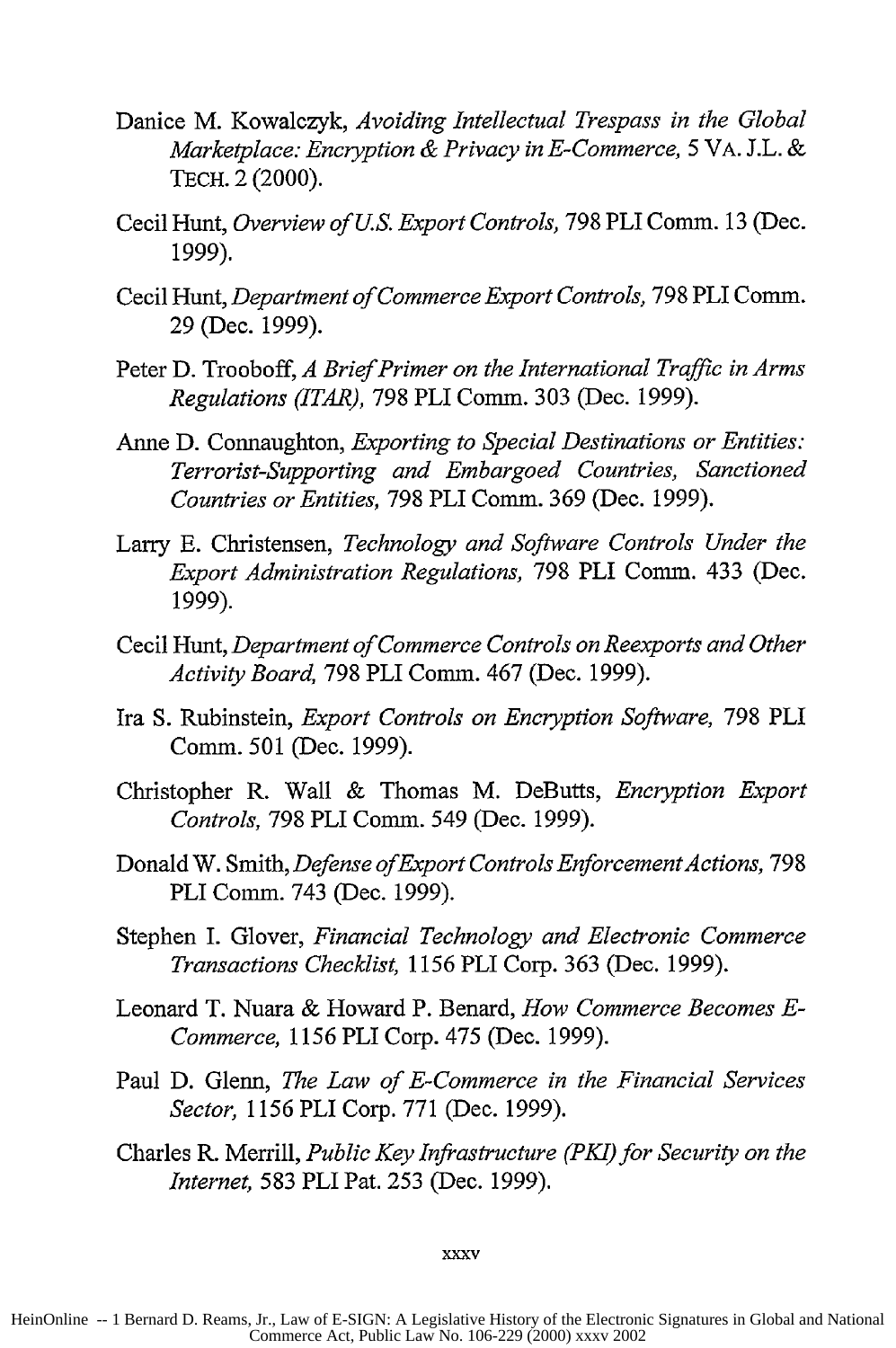Danice M. Kowalczyk, *Avoiding Intellectual Trespass in the Global Marketplace: Encryption & Privacy in E-Commerce,* 5 VA. J.L. & TECH. 2 (2000).

Cecil Hunt, *Overview of U.S. Export Controls,* 798 PLI Comm. 13 (Dec. 1999).

Cecil Hunt, *Department of Commerce Export Controls,* 798 PLI Comm. 29 (Dec. 1999).

Peter D. Trooboff, *A Brief Primer on the International Traffic in Arms Regulations (ITAR),* 798 PLI Comm. 303 (Dec. 1999).

Anne D. Connaughton, *Exporting to Special Destinations or Entities: Terrorist-Supporting and Embargoed Countries, Sanctioned Countries or Entities,* 798 PLI Comm. 369 (Dec. 1999).

Larry E. Christensen, *Technology and Software Controls Under the Export Administration Regulations,* 798 PLI Comm. 433 (Dec. 1999).

Cecil Hunt, *Department of Commerce Controls on Reexports and Other Activity Board,* 798 PLI Comm. 467 (Dec. 1999).

Ira S. Rubinstein, *Export Controls on Encryption Software,* 798 PLI Comm. 501 (Dec. 1999).

Christopher R. Wall & Thomas M. DeButts, *Encryption Export Controls,* 798 PLI Comm. 549 (Dec. 1999).

Donald W. Smith, *Defense of Export Controls Enforcement Actions,* 798 PLI Comm. 743 (Dec. 1999).

Stephen I. Glover, *Financial Technology and Electronic Commerce Transactions Checklist,* 1156 PLI Corp. 363 (Dec. 1999).

Leonard T. Nuara & Howard P. Benard, *How Commerce Becomes E-Commerce,* 1156 PLI Corp. 475 (Dec. 1999).

Paul D. Glenn, *The Law of E-Commerce in the Financial Services Sector,* 1156 PLI Corp. 771 (Dec. 1999).

Charles R. Merrill, *Public Key Infrastructure (PKI) for Security on the Internet,* 583 PLI Pat. 253 (Dec. 1999).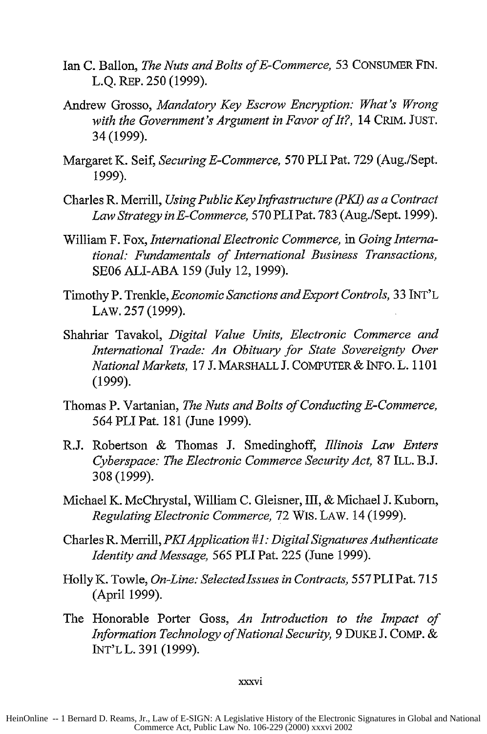Ian C. Ballon, *The Nuts and Bolts of E-Commerce,* 53 CONSUMER FIN. L.Q. REP. 250 (1999).

Andrew Grosso, *Mandatory Key Escrow Encryption: What's Wrong with the Government's Argument in Favor of It?,* 14 CRIM. JUST. 34 (1999).

Margaret K. Seif, *Securing E-Commerce,* 570 PLI Pat. 729 (Aug./Sept. 1999).

Charles R. Merrill, *Using Public Key Infrastructure (PKI) as a Contract Law Strategy in E-Commerce,* 570 PLI Pat. 783 (Aug./Sept. 1999).

William F. Fox, *International Electronic Commerce,* in *Going International: Fundamentals of International Business Transactions,* SE06 ALI-ABA 159 (July 12, 1999).

Timothy P. Trenkle, *Economic Sanctions and Export Controls,* 33 INT'L LAW. 257 (1999).

Shahriar Tavakol, *Digital Value Units, Electronic Commerce and International Trade: An Obituary for State Sovereignty Over National Markets,* 17 J. MARSHALL J. COMPUTER & INFO. L. 1101 (1999).

Thomas P. Vartanian, *The Nuts and Bolts of Conducting E-Commerce,* 564 PLI Pat. 181 (June 1999).

R.J. Robertson & Thomas J. Smedinghoff, *Illinois Law Enters Cyberspace: The Electronic Commerce Security Act,* 87 ILL. B.J. 308 (1999).

Michael K. McChrystal, William C. Gleisner, III, & Michael J. Kuborn, *Regulating Electronic Commerce,* 72 WIS. LAW. 14 (1999).

Charles R. Merrill, *PKI Application #1: Digital Signatures Authenticate Identity and Message,* 565 PLI Pat. 225 (June 1999).

Holly K. Towle, *On-Line: Selected Issues in Contracts,* 557 PLI Pat. 715 (April 1999).

The Honorable Porter Goss, *An Introduction to the Impact of Information Technology of National Security,* 9 DUKE J. COMP. & INT'L L. 391 (1999).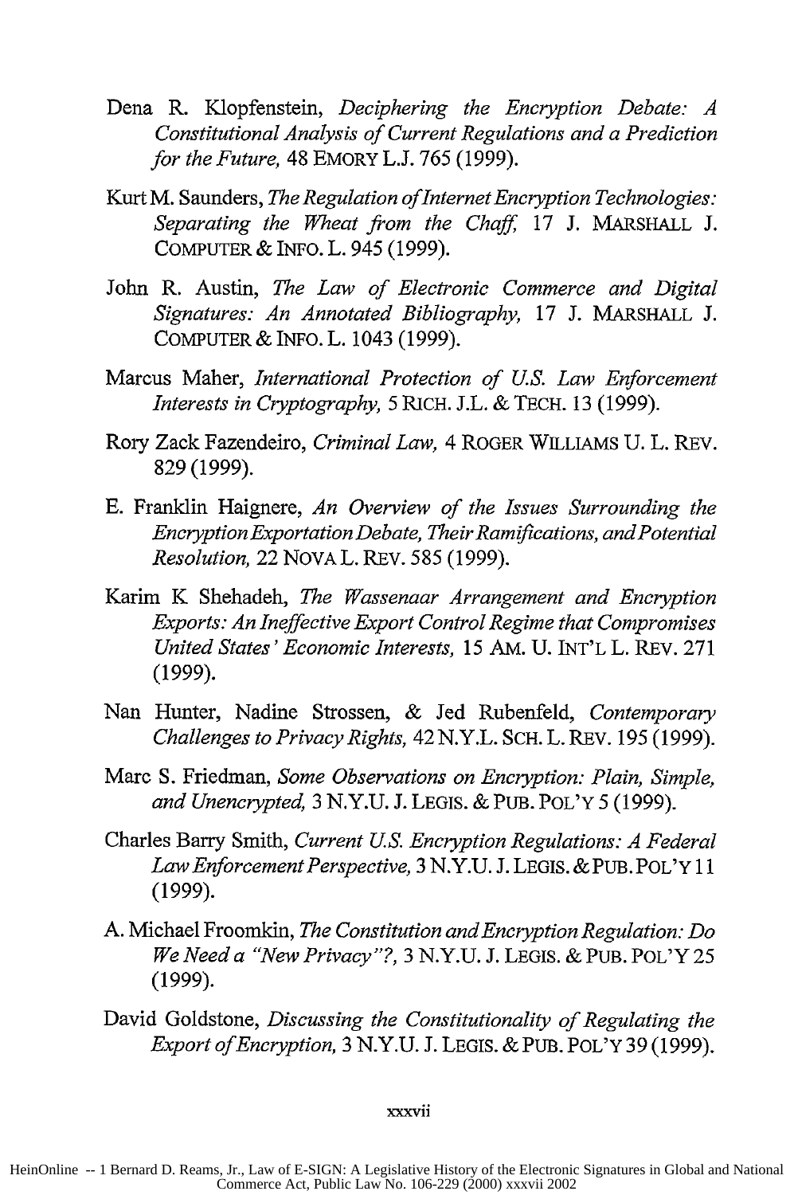Dena R. Klopfenstein, *Deciphering the Encryption Debate: A Constitutional Analysis of Current Regulations and a Prediction for the Future,* 48 EMORY L.J. 765 (1999).

Kurt M. Saunders, *The Regulation of Internet Encryption Technologies: Separating the Wheat from the Chaff,* 17 J. MARSHALL J. COMPUTER & INFO. L. 945 (1999).

John R. Austin, *The Law of Electronic Commerce and Digital Signatures: An Annotated Bibliography,* 17 J. MARSHALL J. COMPUTER & INFO. L. 1043 (1999).

Marcus Maher, *International Protection of U.S. Law Enforcement Interests in Cryptography,* 5 RICH. J.L. & TECH. 13 (1999).

Rory Zack Fazendeiro, *Criminal Law,* 4 ROGER WILLIAMS U. L. REV. 829 (1999).

E. Franklin Haignere, *An Overview of the Issues Surrounding the Encryption Exportation Debate, Their Ramifications, and Potential Resolution,* 22 NOVA L. REV. 585 (1999).

Karim K. Shehadeh, *The Wassenaar Arrangement and Encryption Exports: An Ineffective Export Control Regime that Compromises United States' Economic Interests,* 15 AM. U. INT'L L. REV. 271 (1999).

Nan Hunter, Nadine Strossen, & Jed Rubenfeld, *Contemporary Challenges to Privacy Rights,* 42 N.Y.L. SCH. L. REV. 195 (1999).

Marc S. Friedman, *Some Observations on Encryption: Plain, Simple, and Unencrypted,* 3 N.Y.U. J. LEGIS. & PUB. POL'Y 5 (1999).

Charles Barry Smith, *Current U.S. Encryption Regulations: A Federal Law Enforcement Perspective,* 3 N.Y.U. J. LEGIS. & PUB. POL'Y 11 (1999).

A. Michael Froomkin, *The Constitution and Encryption Regulation: Do We Need a "New Privacy"?,* 3 N.Y.U. J. LEGIS. & PUB. POL'Y 25 (1999).

David Goldstone, *Discussing the Constitutionality of Regulating the Export of Encryption,* 3 N.Y.U. J. LEGIS. & PUB. POL'Y 39 (1999).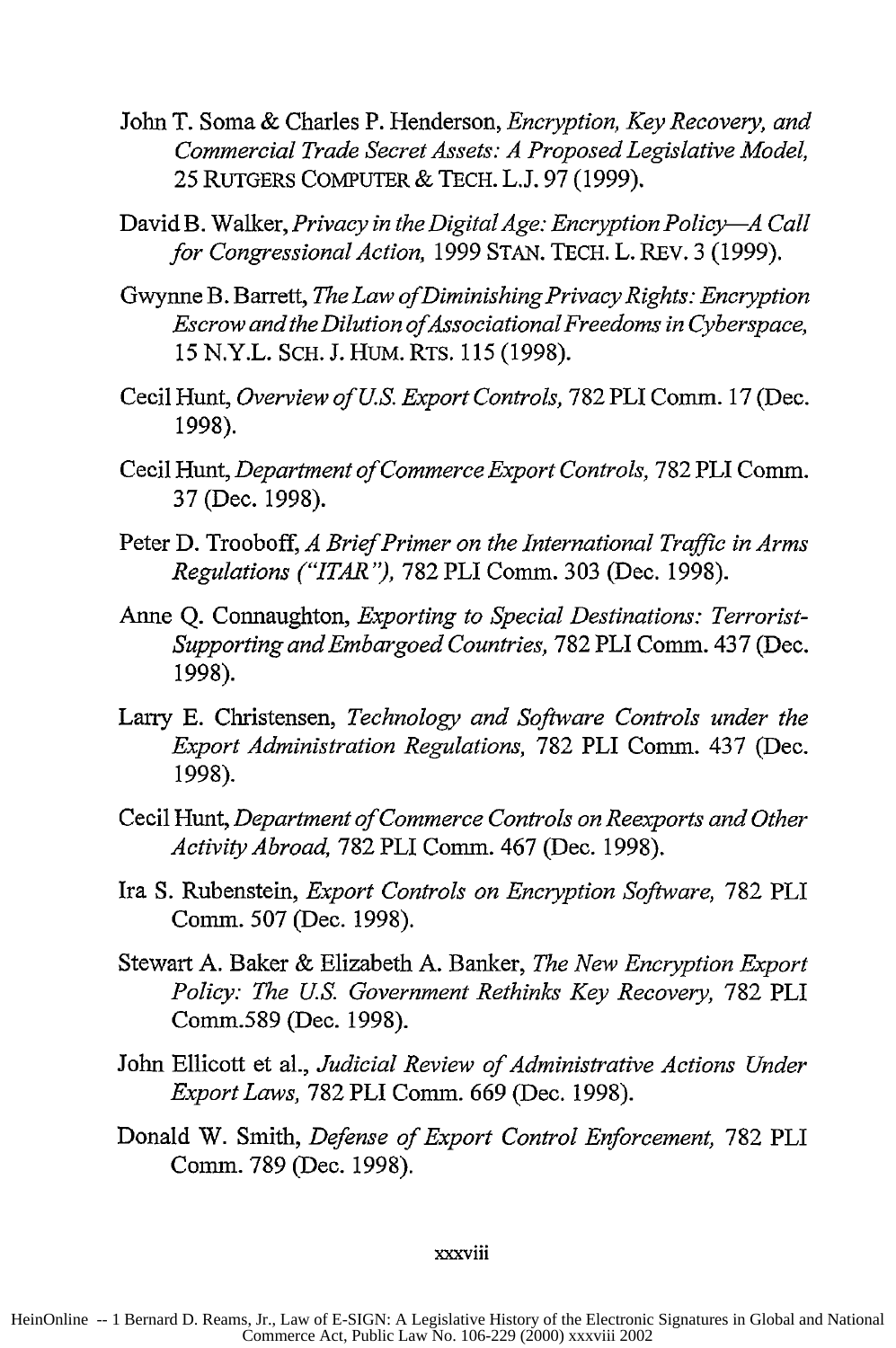John T. Soma & Charles P. Henderson, *Encryption, Key Recovery, and Commercial Trade Secret Assets: A Proposed Legislative Model*, 25 RUTGERS COMPUTER & TECH. L.J. 97 (1999).

David B. Walker, *Privacy in the Digital Age: Encryption Policy—A Call for Congressional Action*, 1999 STAN. TECH. L. REV. 3 (1999).

Gwynne B. Barrett, *The Law of Diminishing Privacy Rights: Encryption Escrow and the Dilution of Associational Freedoms in Cyberspace*, 15 N.Y.L. SCH. J. HUM. RTS. 115 (1998).

Cecil Hunt, *Overview of U.S. Export Controls*, 782 PLI Comm. 17 (Dec. 1998).

Cecil Hunt, *Department of Commerce Export Controls*, 782 PLI Comm. 37 (Dec. 1998).

Peter D. Trooboff, *A Brief Primer on the International Traffic in Arms Regulations ("ITAR")*, 782 PLI Comm. 303 (Dec. 1998).

Anne Q. Connaughton, *Exporting to Special Destinations: Terrorist-Supporting and Embargoed Countries*, 782 PLI Comm. 437 (Dec. 1998).

Larry E. Christensen, *Technology and Software Controls under the Export Administration Regulations*, 782 PLI Comm. 437 (Dec. 1998).

Cecil Hunt, *Department of Commerce Controls on Reexports and Other Activity Abroad*, 782 PLI Comm. 467 (Dec. 1998).

Ira S. Rubenstein, *Export Controls on Encryption Software*, 782 PLI Comm. 507 (Dec. 1998).

Stewart A. Baker & Elizabeth A. Banker, *The New Encryption Export Policy: The U.S. Government Rethinks Key Recovery*, 782 PLI Comm.589 (Dec. 1998).

John Ellicott et al., *Judicial Review of Administrative Actions Under Export Laws*, 782 PLI Comm. 669 (Dec. 1998).

Donald W. Smith, *Defense of Export Control Enforcement*, 782 PLI Comm. 789 (Dec. 1998).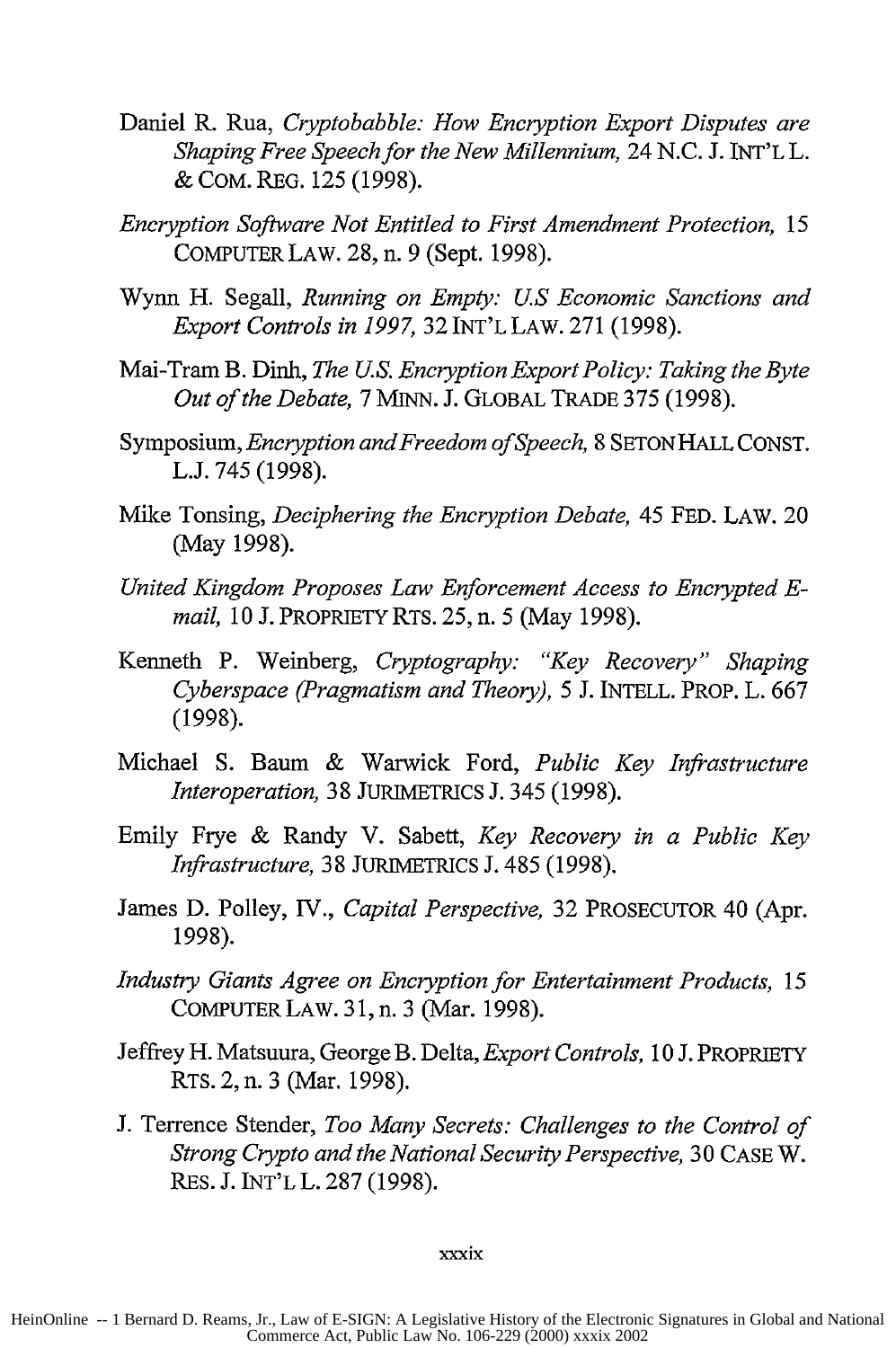Daniel R. Rua, *Cryptobabble: How Encryption Export Disputes are Shaping Free Speech for the New Millennium,* 24 N.C. J. INT'L L. & COM. REG. 125 (1998).

*Encryption Software Not Entitled to First Amendment Protection,* 15 COMPUTER LAW. 28, n. 9 (Sept. 1998).

Wynn H. Segall, *Running on Empty: U.S Economic Sanctions and Export Controls in 1997,* 32 INT'L LAW. 271 (1998).

Mai-Tram B. Dinh, *The U.S. Encryption Export Policy: Taking the Byte Out of the Debate,* 7 MINN. J. GLOBAL TRADE 375 (1998).

Symposium, *Encryption and Freedom of Speech,* 8 SETON HALL CONST. L.J. 745 (1998).

Mike Tonsing, *Deciphering the Encryption Debate,* 45 FED. LAW. 20 (May 1998).

*United Kingdom Proposes Law Enforcement Access to Encrypted E-mail,* 10 J. PROPRIETY RTS. 25, n. 5 (May 1998).

Kenneth P. Weinberg, *Cryptography: "Key Recovery" Shaping Cyberspace (Pragmatism and Theory),* 5 J. INTELL. PROP. L. 667 (1998).

Michael S. Baum & Warwick Ford, *Public Key Infrastructure Interoperation,* 38 JURIMETRICS J. 345 (1998).

Emily Frye & Randy V. Sabett, *Key Recovery in a Public Key Infrastructure,* 38 JURIMETRICS J. 485 (1998).

James D. Polley, IV., *Capital Perspective,* 32 PROSECUTOR 40 (Apr. 1998).

*Industry Giants Agree on Encryption for Entertainment Products,* 15 COMPUTER LAW. 31, n. 3 (Mar. 1998).

Jeffrey H. Matsuura, George B. Delta, *Export Controls,* 10 J. PROPRIETY RTS. 2, n. 3 (Mar. 1998).

J. Terrence Stender, *Too Many Secrets: Challenges to the Control of Strong Crypto and the National Security Perspective,* 30 CASE W. RES. J. INT'L L. 287 (1998).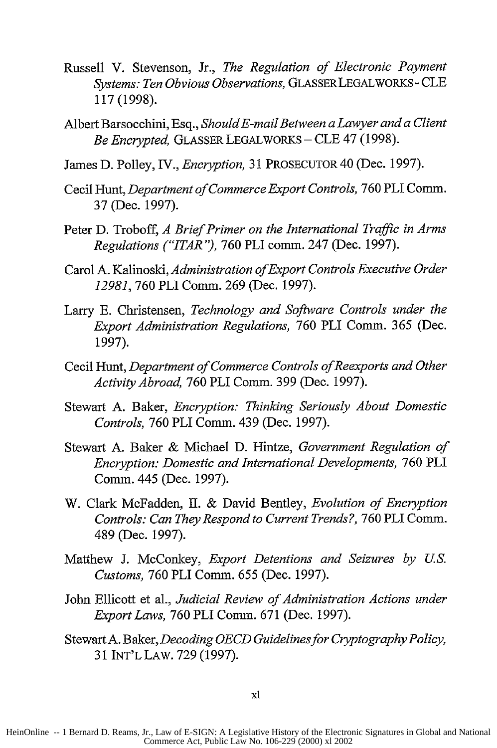Russell V. Stevenson, Jr., *The Regulation of Electronic Payment Systems: Ten Obvious Observations,* GLASSER LEGALWORKS - CLE 117 (1998).

Albert Barsocchini, Esq., *Should E-mail Between a Lawyer and a Client Be Encrypted,* GLASSER LEGALWORKS – CLE 47 (1998).

James D. Polley, IV., *Encryption,* 31 PROSECUTOR 40 (Dec. 1997).

Cecil Hunt, *Department of Commerce Export Controls,* 760 PLI Comm. 37 (Dec. 1997).

Peter D. Troboff, *A Brief Primer on the International Traffic in Arms Regulations ("ITAR"),* 760 PLI comm. 247 (Dec. 1997).

Carol A. Kalinoski, *Administration of Export Controls Executive Order 12981,* 760 PLI Comm. 269 (Dec. 1997).

Larry E. Christensen, *Technology and Software Controls under the Export Administration Regulations,* 760 PLI Comm. 365 (Dec. 1997).

Cecil Hunt, *Department of Commerce Controls of Reexports and Other Activity Abroad,* 760 PLI Comm. 399 (Dec. 1997).

Stewart A. Baker, *Encryption: Thinking Seriously About Domestic Controls,* 760 PLI Comm. 439 (Dec. 1997).

Stewart A. Baker & Michael D. Hintze, *Government Regulation of Encryption: Domestic and International Developments,* 760 PLI Comm. 445 (Dec. 1997).

W. Clark McFadden, II. & David Bentley, *Evolution of Encryption Controls: Can They Respond to Current Trends?,* 760 PLI Comm. 489 (Dec. 1997).

Matthew J. McConkey, *Export Detentions and Seizures by U.S. Customs,* 760 PLI Comm. 655 (Dec. 1997).

John Ellicott et al., *Judicial Review of Administration Actions under Export Laws,* 760 PLI Comm. 671 (Dec. 1997).

Stewart A. Baker, *Decoding OECD Guidelines for Cryptography Policy,* 31 INT'L LAW. 729 (1997).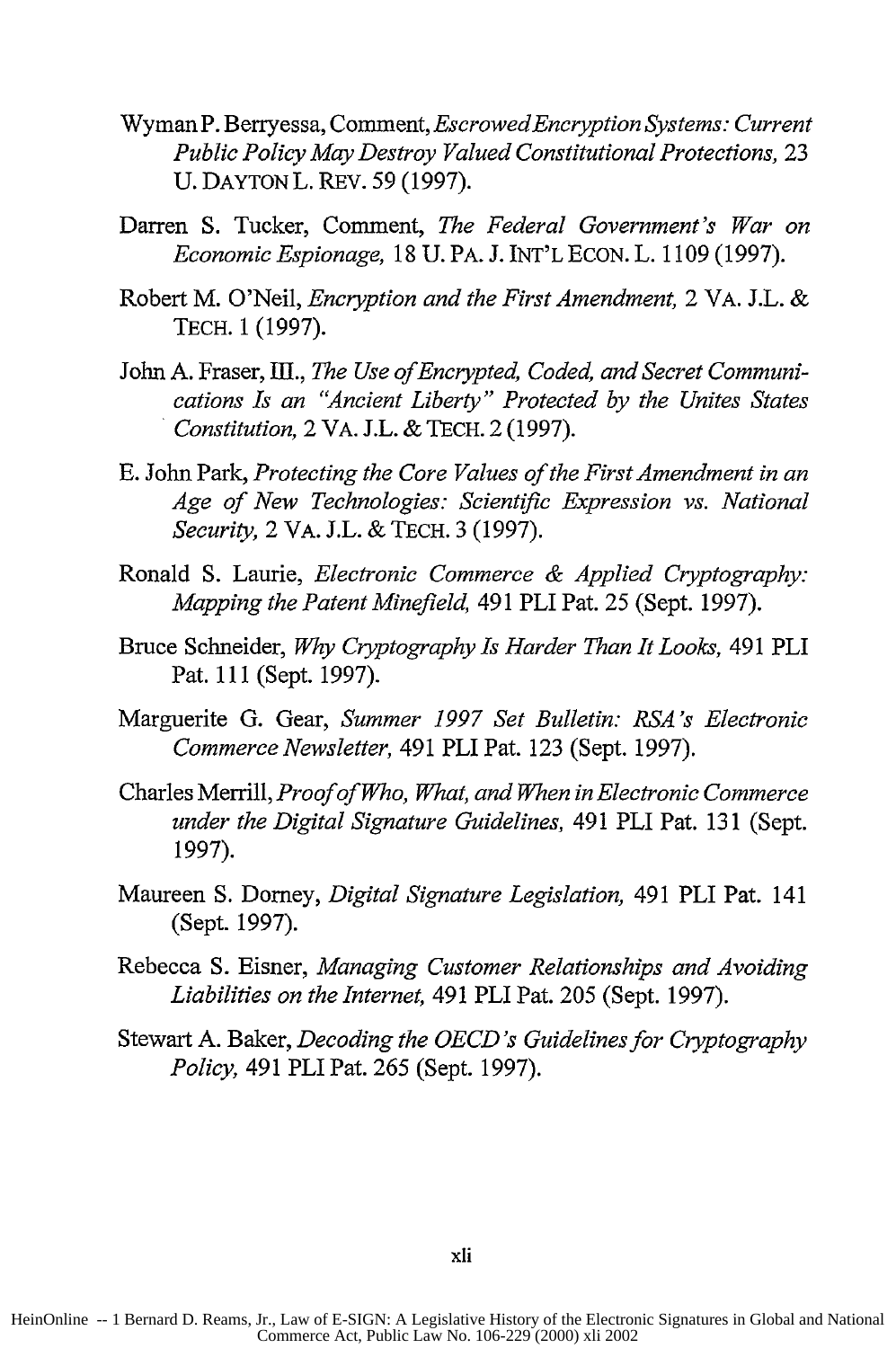Wyman P. Berryessa, Comment, *Escrowed Encryption Systems: Current Public Policy May Destroy Valued Constitutional Protections,* 23 U. DAYTON L. REV. 59 (1997).

Darren S. Tucker, Comment, *The Federal Government's War on Economic Espionage,* 18 U. PA. J. INT'L ECON. L. 1109 (1997).

Robert M. O'Neil, *Encryption and the First Amendment,* 2 VA. J.L. & TECH. 1 (1997).

John A. Fraser, III., *The Use of Encrypted, Coded, and Secret Communications Is an "Ancient Liberty" Protected by the Unites States Constitution,* 2 VA. J.L. & TECH. 2 (1997).

E. John Park, *Protecting the Core Values of the First Amendment in an Age of New Technologies: Scientific Expression vs. National Security,* 2 VA. J.L. & TECH. 3 (1997).

Ronald S. Laurie, *Electronic Commerce & Applied Cryptography: Mapping the Patent Minefield,* 491 PLI Pat. 25 (Sept. 1997).

Bruce Schneider, *Why Cryptography Is Harder Than It Looks,* 491 PLI Pat. 111 (Sept. 1997).

Marguerite G. Gear, *Summer 1997 Set Bulletin: RSA's Electronic Commerce Newsletter,* 491 PLI Pat. 123 (Sept. 1997).

Charles Merrill, *Proof of Who, What, and When in Electronic Commerce under the Digital Signature Guidelines,* 491 PLI Pat. 131 (Sept. 1997).

Maureen S. Dorney, *Digital Signature Legislation,* 491 PLI Pat. 141 (Sept. 1997).

Rebecca S. Eisner, *Managing Customer Relationships and Avoiding Liabilities on the Internet,* 491 PLI Pat. 205 (Sept. 1997).

Stewart A. Baker, *Decoding the OECD's Guidelines for Cryptography Policy,* 491 PLI Pat. 265 (Sept. 1997).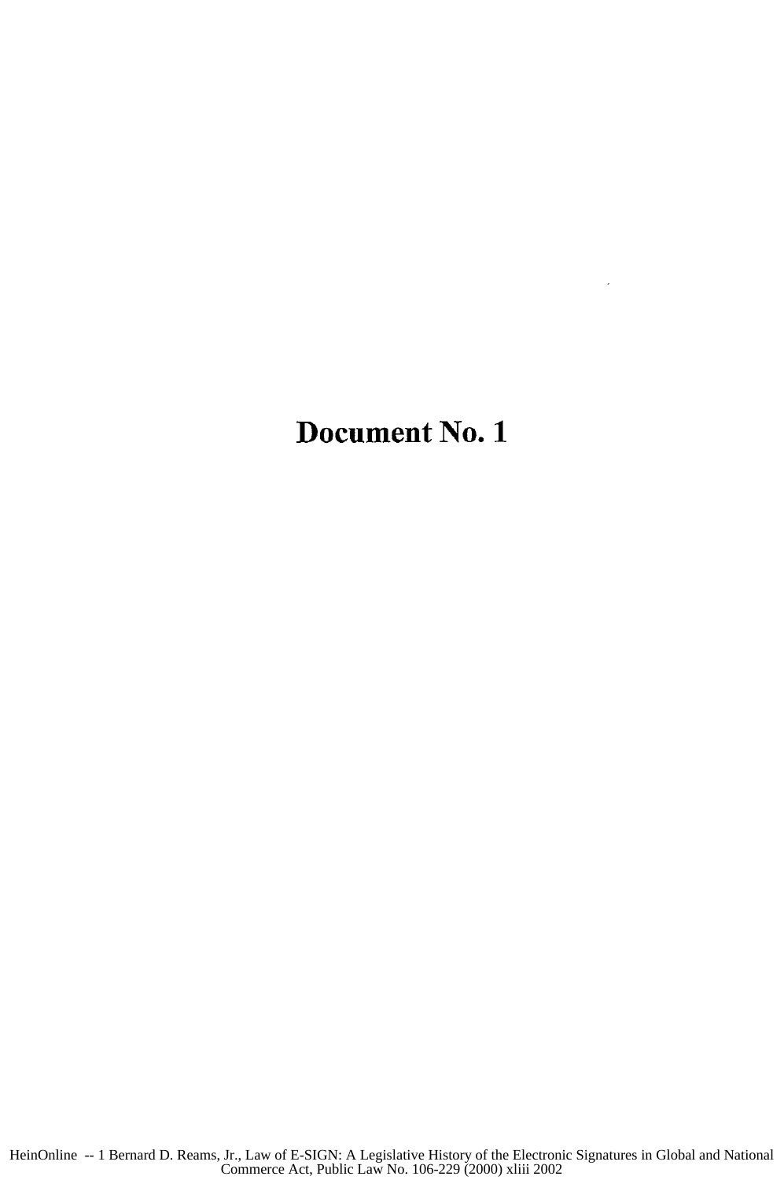# Document No. 1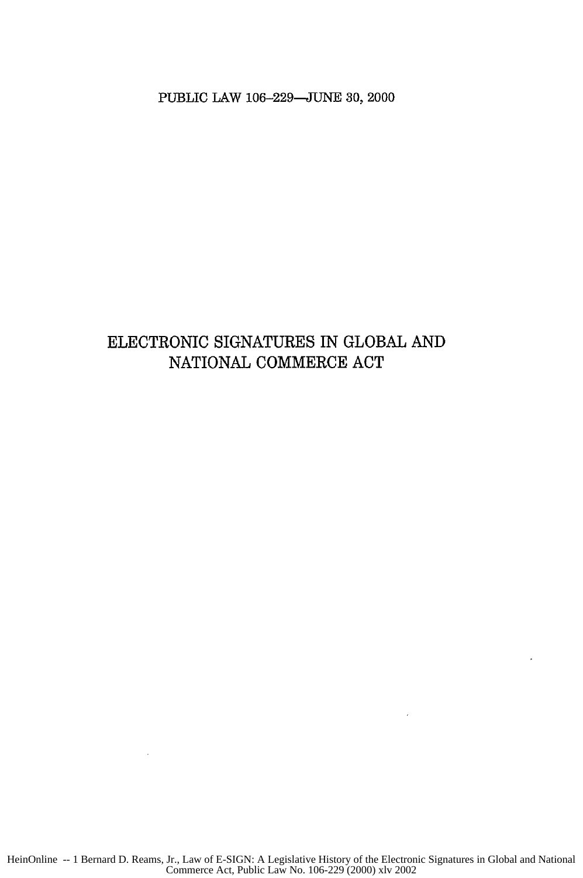PUBLIC LAW 106–229—JUNE 30, 2000

# ELECTRONIC SIGNATURES IN GLOBAL AND NATIONAL COMMERCE ACT